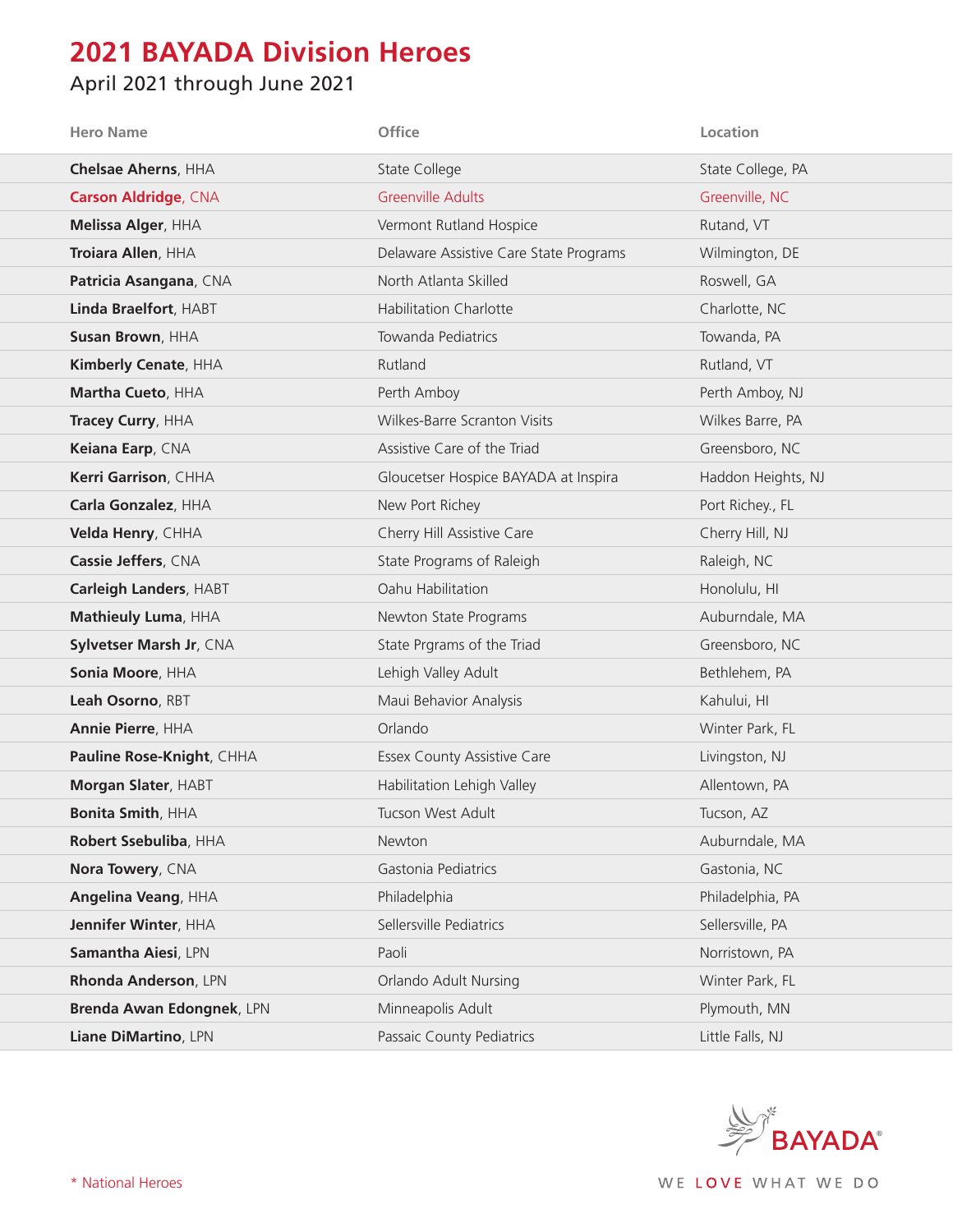# 2021 BAYADA Division Heroes

April 2021 through June 2021

| Hero Name | Office | Location |
|---|---|---|
| **Chelsae Aherns**, HHA | State College | State College, PA |
| **Carson Aldridge**, CNA | Greenville Adults | Greenville, NC |
| **Melissa Alger**, HHA | Vermont Rutland Hospice | Rutand, VT |
| **Troiara Allen**, HHA | Delaware Assistive Care State Programs | Wilmington, DE |
| **Patricia Asangana**, CNA | North Atlanta Skilled | Roswell, GA |
| **Linda Braelfort**, HABT | Habilitation Charlotte | Charlotte, NC |
| **Susan Brown**, HHA | Towanda Pediatrics | Towanda, PA |
| **Kimberly Cenate**, HHA | Rutland | Rutland, VT |
| **Martha Cueto**, HHA | Perth Amboy | Perth Amboy, NJ |
| **Tracey Curry**, HHA | Wilkes-Barre Scranton Visits | Wilkes Barre, PA |
| **Keiana Earp**, CNA | Assistive Care of the Triad | Greensboro, NC |
| **Kerri Garrison**, CHHA | Gloucetser Hospice BAYADA at Inspira | Haddon Heights, NJ |
| **Carla Gonzalez**, HHA | New Port Richey | Port Richey., FL |
| **Velda Henry**, CHHA | Cherry Hill Assistive Care | Cherry Hill, NJ |
| **Cassie Jeffers**, CNA | State Programs of Raleigh | Raleigh, NC |
| **Carleigh Landers**, HABT | Oahu Habilitation | Honolulu, HI |
| **Mathieuly Luma**, HHA | Newton State Programs | Auburndale, MA |
| **Sylvetser Marsh Jr**, CNA | State Prgrams of the Triad | Greensboro, NC |
| **Sonia Moore**, HHA | Lehigh Valley Adult | Bethlehem, PA |
| **Leah Osorno**, RBT | Maui Behavior Analysis | Kahului, HI |
| **Annie Pierre**, HHA | Orlando | Winter Park, FL |
| **Pauline Rose-Knight**, CHHA | Essex County Assistive Care | Livingston, NJ |
| **Morgan Slater**, HABT | Habilitation Lehigh Valley | Allentown, PA |
| **Bonita Smith**, HHA | Tucson West Adult | Tucson, AZ |
| **Robert Ssebuliba**, HHA | Newton | Auburndale, MA |
| **Nora Towery**, CNA | Gastonia Pediatrics | Gastonia, NC |
| **Angelina Veang**, HHA | Philadelphia | Philadelphia, PA |
| **Jennifer Winter**, HHA | Sellersville Pediatrics | Sellersville, PA |
| **Samantha Aiesi**, LPN | Paoli | Norristown, PA |
| **Rhonda Anderson**, LPN | Orlando Adult Nursing | Winter Park, FL |
| **Brenda Awan Edongnek**, LPN | Minneapolis Adult | Plymouth, MN |
| **Liane DiMartino**, LPN | Passaic County Pediatrics | Little Falls, NJ |

\* National Heroes

BAYADA®

WE LOVE WHAT WE DO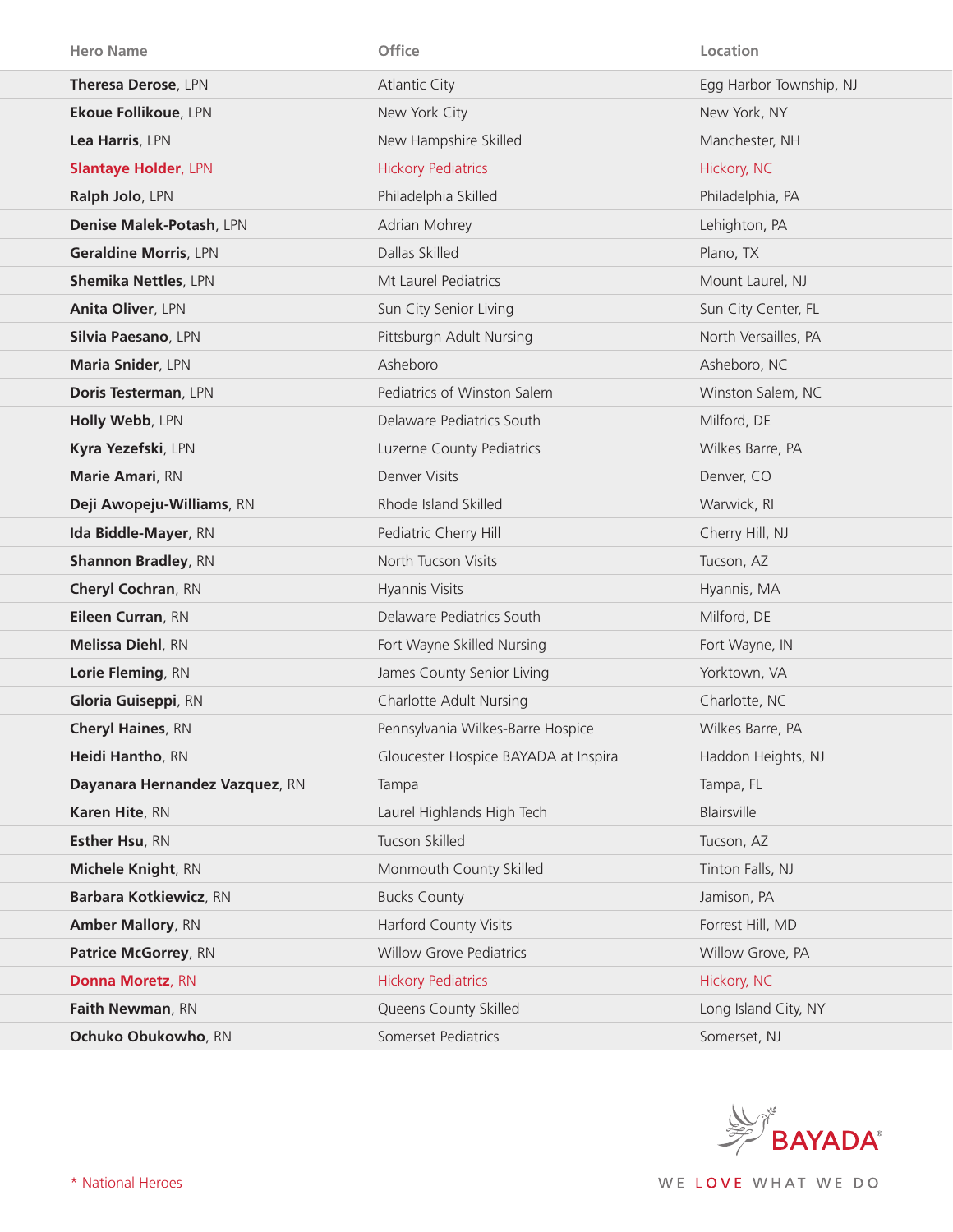| Hero Name | Office | Location |
|---|---|---|
| **Theresa Derose**, LPN | Atlantic City | Egg Harbor Township, NJ |
| **Ekoue Follikoue**, LPN | New York City | New York, NY |
| **Lea Harris**, LPN | New Hampshire Skilled | Manchester, NH |
| **Slantaye Holder**, LPN | Hickory Pediatrics | Hickory, NC |
| **Ralph Jolo**, LPN | Philadelphia Skilled | Philadelphia, PA |
| **Denise Malek-Potash**, LPN | Adrian Mohrey | Lehighton, PA |
| **Geraldine Morris**, LPN | Dallas Skilled | Plano, TX |
| **Shemika Nettles**, LPN | Mt Laurel Pediatrics | Mount Laurel, NJ |
| **Anita Oliver**, LPN | Sun City Senior Living | Sun City Center, FL |
| **Silvia Paesano**, LPN | Pittsburgh Adult Nursing | North Versailles, PA |
| **Maria Snider**, LPN | Asheboro | Asheboro, NC |
| **Doris Testerman**, LPN | Pediatrics of Winston Salem | Winston Salem, NC |
| **Holly Webb**, LPN | Delaware Pediatrics South | Milford, DE |
| **Kyra Yezefski**, LPN | Luzerne County Pediatrics | Wilkes Barre, PA |
| **Marie Amari**, RN | Denver Visits | Denver, CO |
| **Deji Awopeju-Williams**, RN | Rhode Island Skilled | Warwick, RI |
| **Ida Biddle-Mayer**, RN | Pediatric Cherry Hill | Cherry Hill, NJ |
| **Shannon Bradley**, RN | North Tucson Visits | Tucson, AZ |
| **Cheryl Cochran**, RN | Hyannis Visits | Hyannis, MA |
| **Eileen Curran**, RN | Delaware Pediatrics South | Milford, DE |
| **Melissa Diehl**, RN | Fort Wayne Skilled Nursing | Fort Wayne, IN |
| **Lorie Fleming**, RN | James County Senior Living | Yorktown, VA |
| **Gloria Guiseppi**, RN | Charlotte Adult Nursing | Charlotte, NC |
| **Cheryl Haines**, RN | Pennsylvania Wilkes-Barre Hospice | Wilkes Barre, PA |
| **Heidi Hantho**, RN | Gloucester Hospice BAYADA at Inspira | Haddon Heights, NJ |
| **Dayanara Hernandez Vazquez**, RN | Tampa | Tampa, FL |
| **Karen Hite**, RN | Laurel Highlands High Tech | Blairsville |
| **Esther Hsu**, RN | Tucson Skilled | Tucson, AZ |
| **Michele Knight**, RN | Monmouth County Skilled | Tinton Falls, NJ |
| **Barbara Kotkiewicz**, RN | Bucks County | Jamison, PA |
| **Amber Mallory**, RN | Harford County Visits | Forrest Hill, MD |
| **Patrice McGorrey**, RN | Willow Grove Pediatrics | Willow Grove, PA |
| **Donna Moretz**, RN | Hickory Pediatrics | Hickory, NC |
| **Faith Newman**, RN | Queens County Skilled | Long Island City, NY |
| **Ochuko Obukowho**, RN | Somerset Pediatrics | Somerset, NJ |

* National Heroes

BAYADA®

WE LOVE WHAT WE DO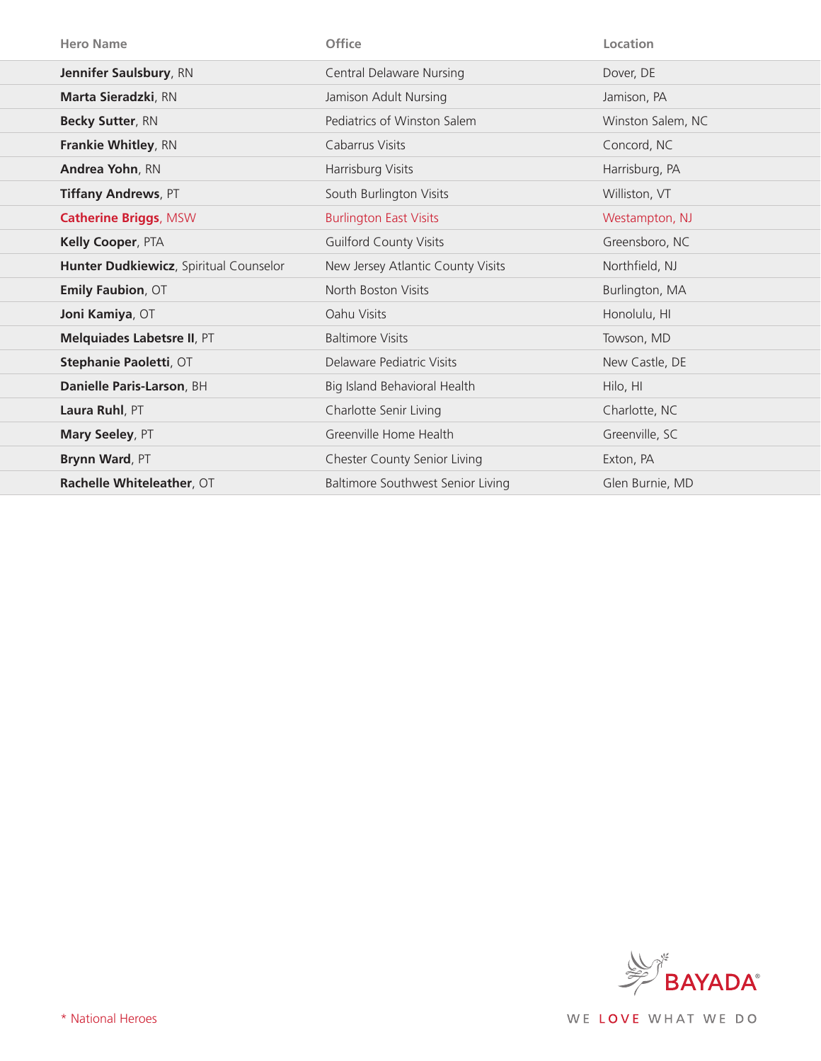| Hero Name | Office | Location |
| --- | --- | --- |
| **Jennifer Saulsbury**, RN | Central Delaware Nursing | Dover, DE |
| **Marta Sieradzki**, RN | Jamison Adult Nursing | Jamison, PA |
| **Becky Sutter**, RN | Pediatrics of Winston Salem | Winston Salem, NC |
| **Frankie Whitley**, RN | Cabarrus Visits | Concord, NC |
| **Andrea Yohn**, RN | Harrisburg Visits | Harrisburg, PA |
| **Tiffany Andrews**, PT | South Burlington Visits | Williston, VT |
| **Catherine Briggs**, MSW | Burlington East Visits | Westampton, NJ |
| **Kelly Cooper**, PTA | Guilford County Visits | Greensboro, NC |
| **Hunter Dudkiewicz**, Spiritual Counselor | New Jersey Atlantic County Visits | Northfield, NJ |
| **Emily Faubion**, OT | North Boston Visits | Burlington, MA |
| **Joni Kamiya**, OT | Oahu Visits | Honolulu, HI |
| **Melquiades Labetsre II**, PT | Baltimore Visits | Towson, MD |
| **Stephanie Paoletti**, OT | Delaware Pediatric Visits | New Castle, DE |
| **Danielle Paris-Larson**, BH | Big Island Behavioral Health | Hilo, HI |
| **Laura Ruhl**, PT | Charlotte Senir Living | Charlotte, NC |
| **Mary Seeley**, PT | Greenville Home Health | Greenville, SC |
| **Brynn Ward**, PT | Chester County Senior Living | Exton, PA |
| **Rachelle Whiteleather**, OT | Baltimore Southwest Senior Living | Glen Burnie, MD |

* National Heroes

BAYADA®

WE LOVE WHAT WE DO